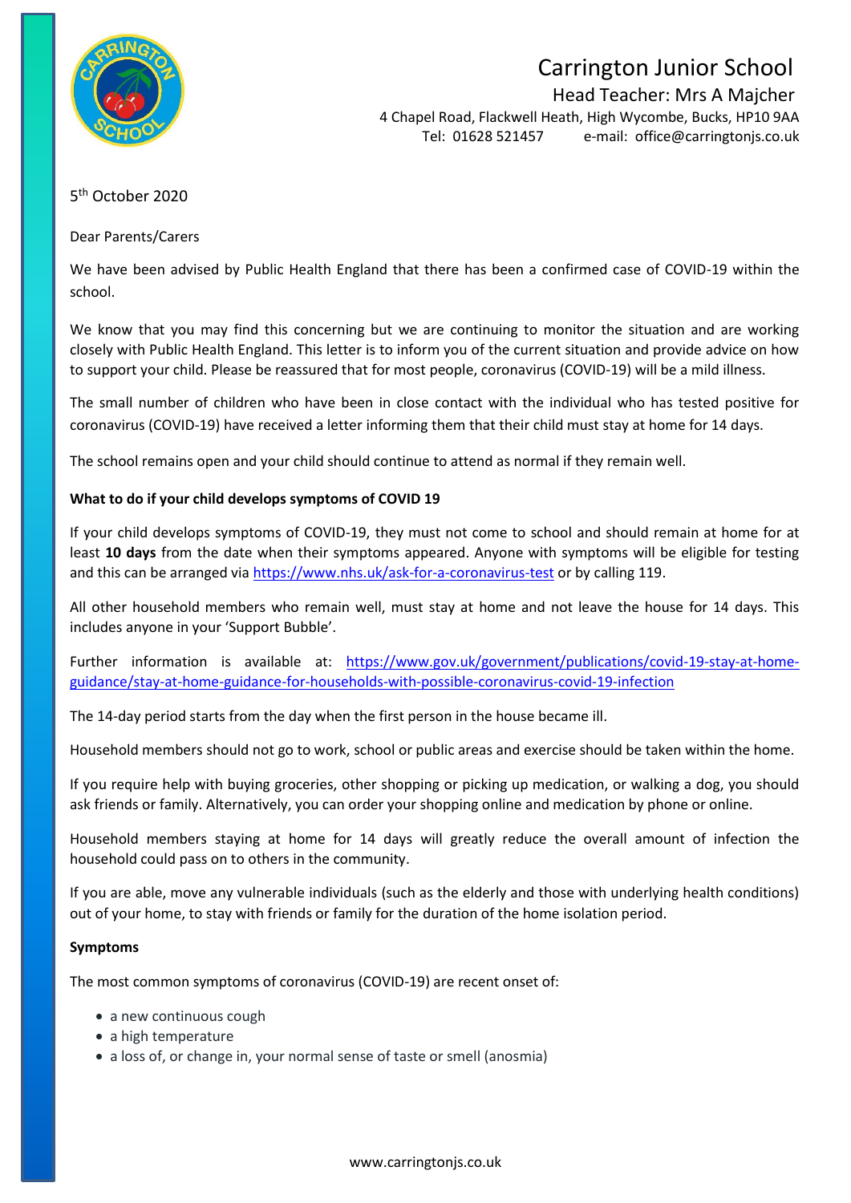# Carrington Junior School

Head Teacher: Mrs A Majcher

4 Chapel Road, Flackwell Heath, High Wycombe, Bucks, HP10 9AA

Tel: 01628 521457 e-mail: office@carringtonjs.co.uk

5th October 2020

Dear Parents/Carers

We have been advised by Public Health England that there has been a confirmed case of COVID-19 within the school.

We know that you may find this concerning but we are continuing to monitor the situation and are working closely with Public Health England. This letter is to inform you of the current situation and provide advice on how to support your child. Please be reassured that for most people, coronavirus (COVID-19) will be a mild illness.

The small number of children who have been in close contact with the individual who has tested positive for coronavirus (COVID-19) have received a letter informing them that their child must stay at home for 14 days.

The school remains open and your child should continue to attend as normal if they remain well.

**What to do if your child develops symptoms of COVID 19**

If your child develops symptoms of COVID-19, they must not come to school and should remain at home for at least **10 days** from the date when their symptoms appeared. Anyone with symptoms will be eligible for testing and this can be arranged via https://www.nhs.uk/ask-for-a-coronavirus-test or by calling 119.

All other household members who remain well, must stay at home and not leave the house for 14 days. This includes anyone in your 'Support Bubble'.

Further information is available at: https://www.gov.uk/government/publications/covid-19-stay-at-home-guidance/stay-at-home-guidance-for-households-with-possible-coronavirus-covid-19-infection

The 14-day period starts from the day when the first person in the house became ill.

Household members should not go to work, school or public areas and exercise should be taken within the home.

If you require help with buying groceries, other shopping or picking up medication, or walking a dog, you should ask friends or family. Alternatively, you can order your shopping online and medication by phone or online.

Household members staying at home for 14 days will greatly reduce the overall amount of infection the household could pass on to others in the community.

If you are able, move any vulnerable individuals (such as the elderly and those with underlying health conditions) out of your home, to stay with friends or family for the duration of the home isolation period.

**Symptoms**

The most common symptoms of coronavirus (COVID-19) are recent onset of:

- a new continuous cough
- a high temperature
- a loss of, or change in, your normal sense of taste or smell (anosmia)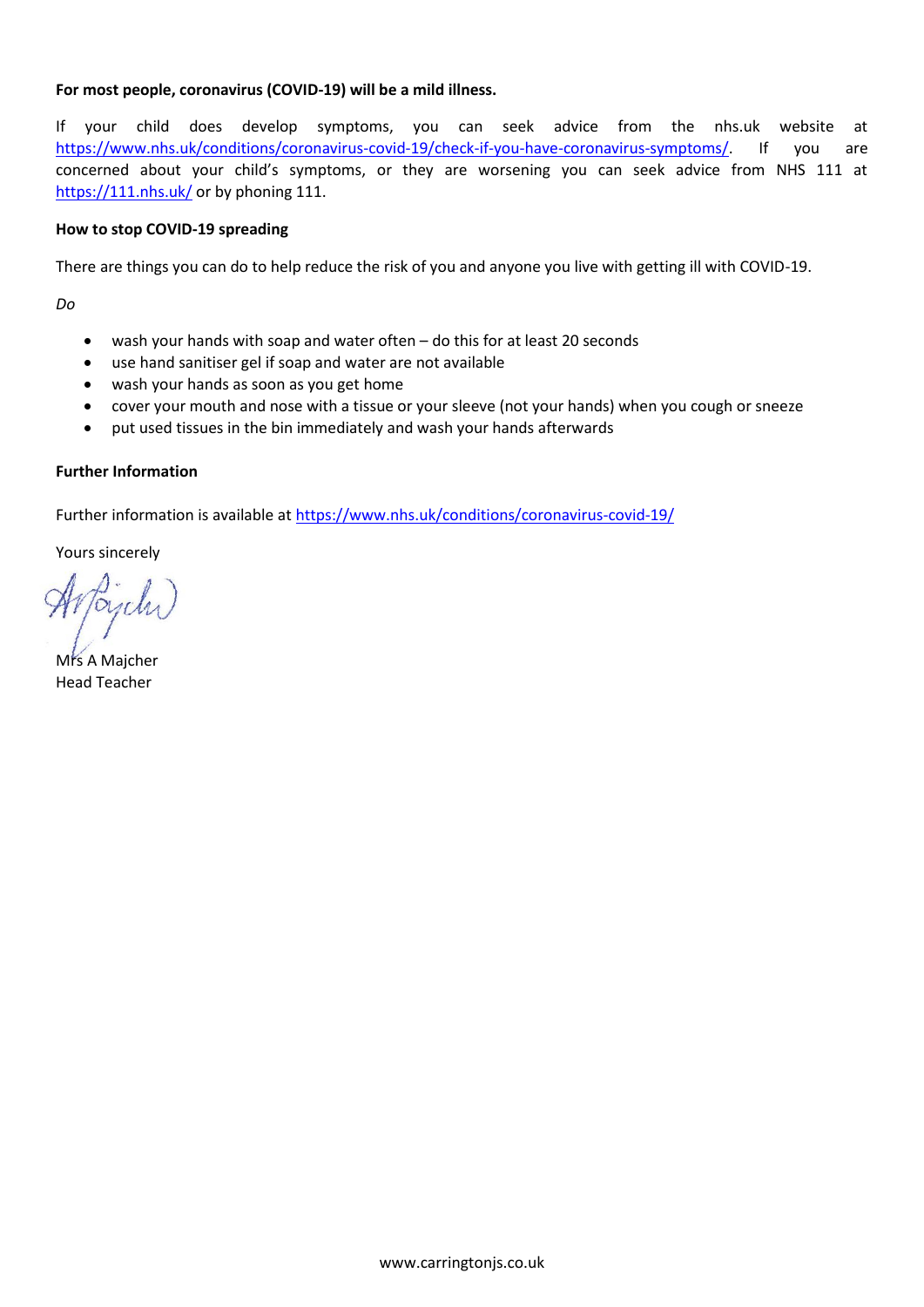**For most people, coronavirus (COVID-19) will be a mild illness.**

If your child does develop symptoms, you can seek advice from the nhs.uk website at https://www.nhs.uk/conditions/coronavirus-covid-19/check-if-you-have-coronavirus-symptoms/. If you are concerned about your child's symptoms, or they are worsening you can seek advice from NHS 111 at https://111.nhs.uk/ or by phoning 111.

**How to stop COVID-19 spreading**

There are things you can do to help reduce the risk of you and anyone you live with getting ill with COVID-19.

*Do*

- wash your hands with soap and water often – do this for at least 20 seconds
- use hand sanitiser gel if soap and water are not available
- wash your hands as soon as you get home
- cover your mouth and nose with a tissue or your sleeve (not your hands) when you cough or sneeze
- put used tissues in the bin immediately and wash your hands afterwards

**Further Information**

Further information is available at https://www.nhs.uk/conditions/coronavirus-covid-19/

Yours sincerely

Mrs A Majcher
Head Teacher

www.carringtonjs.co.uk